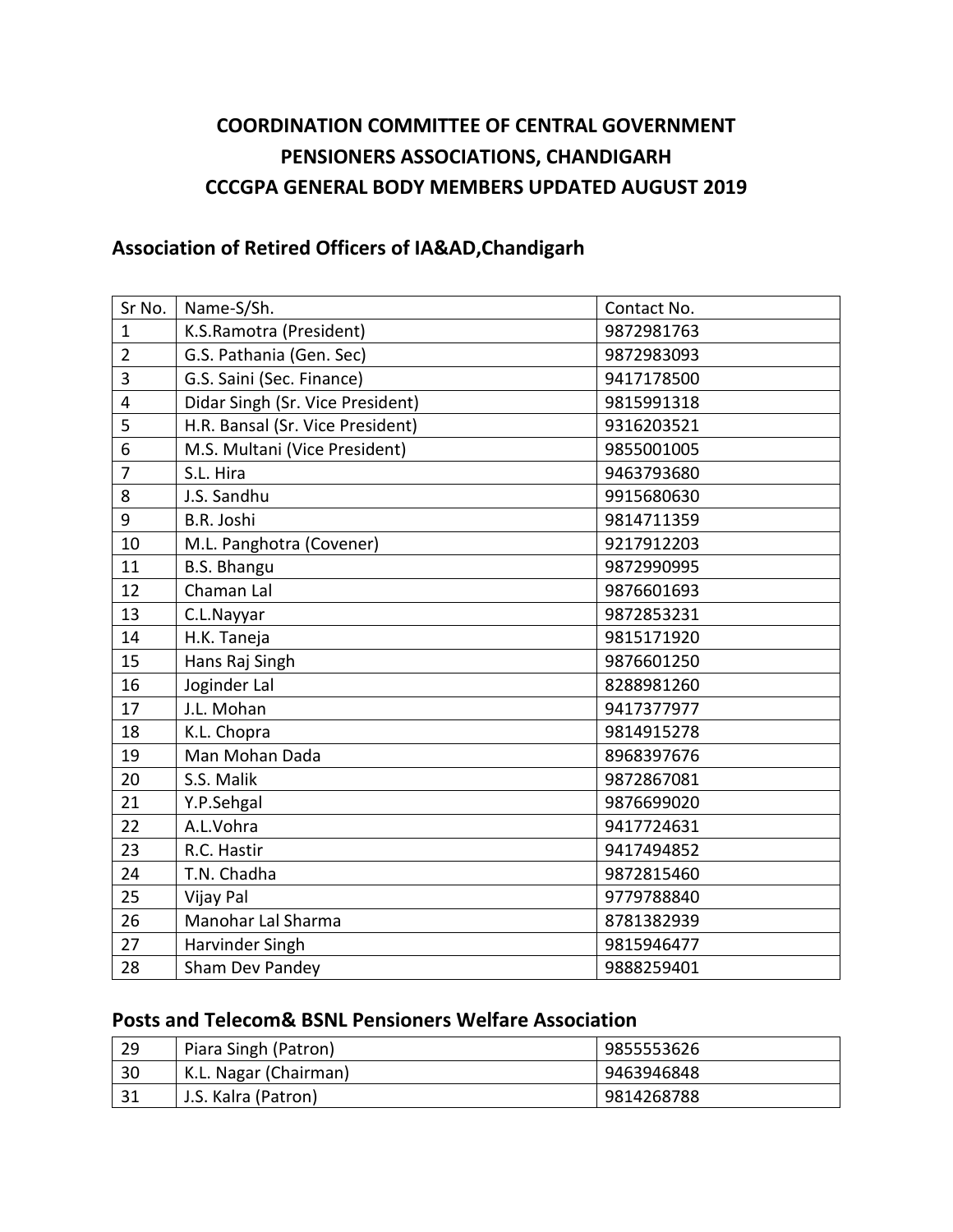# COORDINATION COMMITTEE OF CENTRAL GOVERNMENT PENSIONERS ASSOCIATIONS, CHANDIGARH

# CCCGPA GENERAL BODY MEMBERS UPDATED AUGUST 2019

## Association of Retired Officers of IA&AD,Chandigarh

| Sr No. | Name-S/Sh. | Contact No. |
|---|---|---|
| 1 | K.S.Ramotra (President) | 9872981763 |
| 2 | G.S. Pathania (Gen. Sec) | 9872983093 |
| 3 | G.S. Saini (Sec. Finance) | 9417178500 |
| 4 | Didar Singh (Sr. Vice President) | 9815991318 |
| 5 | H.R. Bansal (Sr. Vice President) | 9316203521 |
| 6 | M.S. Multani (Vice President) | 9855001005 |
| 7 | S.L. Hira | 9463793680 |
| 8 | J.S. Sandhu | 9915680630 |
| 9 | B.R. Joshi | 9814711359 |
| 10 | M.L. Panghotra (Covener) | 9217912203 |
| 11 | B.S. Bhangu | 9872990995 |
| 12 | Chaman Lal | 9876601693 |
| 13 | C.L.Nayyar | 9872853231 |
| 14 | H.K. Taneja | 9815171920 |
| 15 | Hans Raj Singh | 9876601250 |
| 16 | Joginder Lal | 8288981260 |
| 17 | J.L. Mohan | 9417377977 |
| 18 | K.L. Chopra | 9814915278 |
| 19 | Man Mohan Dada | 8968397676 |
| 20 | S.S. Malik | 9872867081 |
| 21 | Y.P.Sehgal | 9876699020 |
| 22 | A.L.Vohra | 9417724631 |
| 23 | R.C. Hastir | 9417494852 |
| 24 | T.N. Chadha | 9872815460 |
| 25 | Vijay Pal | 9779788840 |
| 26 | Manohar Lal Sharma | 8781382939 |
| 27 | Harvinder Singh | 9815946477 |
| 28 | Sham Dev Pandey | 9888259401 |

## Posts and Telecom& BSNL Pensioners Welfare Association

| | | |
|---|---|---|
| 29 | Piara Singh (Patron) | 9855553626 |
| 30 | K.L. Nagar (Chairman) | 9463946848 |
| 31 | J.S. Kalra (Patron) | 9814268788 |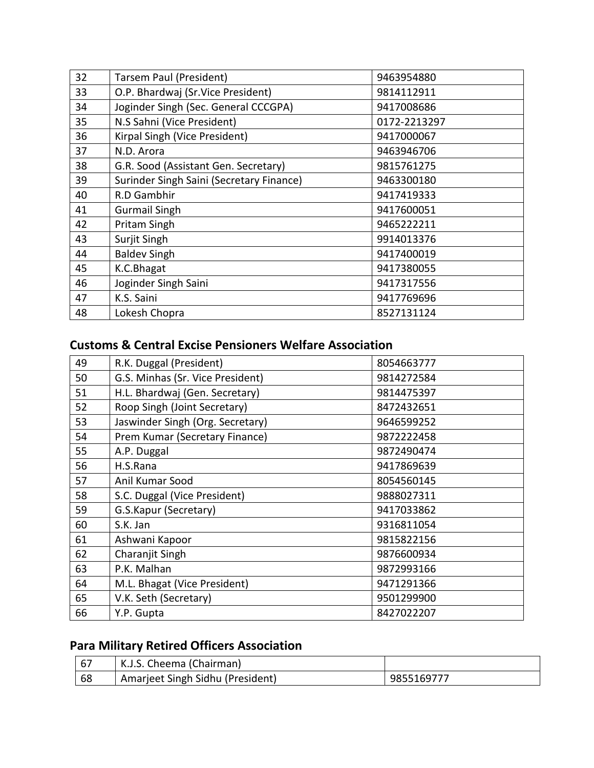| 32 | Tarsem Paul (President) | 9463954880 |
|---|---|---|
| 33 | O.P. Bhardwaj (Sr.Vice President) | 9814112911 |
| 34 | Joginder Singh (Sec. General CCCGPA) | 9417008686 |
| 35 | N.S Sahni (Vice President) | 0172-2213297 |
| 36 | Kirpal Singh (Vice President) | 9417000067 |
| 37 | N.D. Arora | 9463946706 |
| 38 | G.R. Sood (Assistant Gen. Secretary) | 9815761275 |
| 39 | Surinder Singh Saini (Secretary Finance) | 9463300180 |
| 40 | R.D Gambhir | 9417419333 |
| 41 | Gurmail Singh | 9417600051 |
| 42 | Pritam Singh | 9465222211 |
| 43 | Surjit Singh | 9914013376 |
| 44 | Baldev Singh | 9417400019 |
| 45 | K.C.Bhagat | 9417380055 |
| 46 | Joginder Singh Saini | 9417317556 |
| 47 | K.S. Saini | 9417769696 |
| 48 | Lokesh Chopra | 8527131124 |

## Customs & Central Excise Pensioners Welfare Association

| 49 | R.K. Duggal (President) | 8054663777 |
|---|---|---|
| 50 | G.S. Minhas (Sr. Vice President) | 9814272584 |
| 51 | H.L. Bhardwaj (Gen. Secretary) | 9814475397 |
| 52 | Roop Singh (Joint Secretary) | 8472432651 |
| 53 | Jaswinder Singh (Org. Secretary) | 9646599252 |
| 54 | Prem Kumar (Secretary Finance) | 9872222458 |
| 55 | A.P. Duggal | 9872490474 |
| 56 | H.S.Rana | 9417869639 |
| 57 | Anil Kumar Sood | 8054560145 |
| 58 | S.C. Duggal (Vice President) | 9888027311 |
| 59 | G.S.Kapur (Secretary) | 9417033862 |
| 60 | S.K. Jan | 9316811054 |
| 61 | Ashwani Kapoor | 9815822156 |
| 62 | Charanjit Singh | 9876600934 |
| 63 | P.K. Malhan | 9872993166 |
| 64 | M.L. Bhagat (Vice President) | 9471291366 |
| 65 | V.K. Seth (Secretary) | 9501299900 |
| 66 | Y.P. Gupta | 8427022207 |

## Para Military Retired Officers Association

| 67 | K.J.S. Cheema (Chairman) | |
|---|---|---|
| 68 | Amarjeet Singh Sidhu (President) | 9855169777 |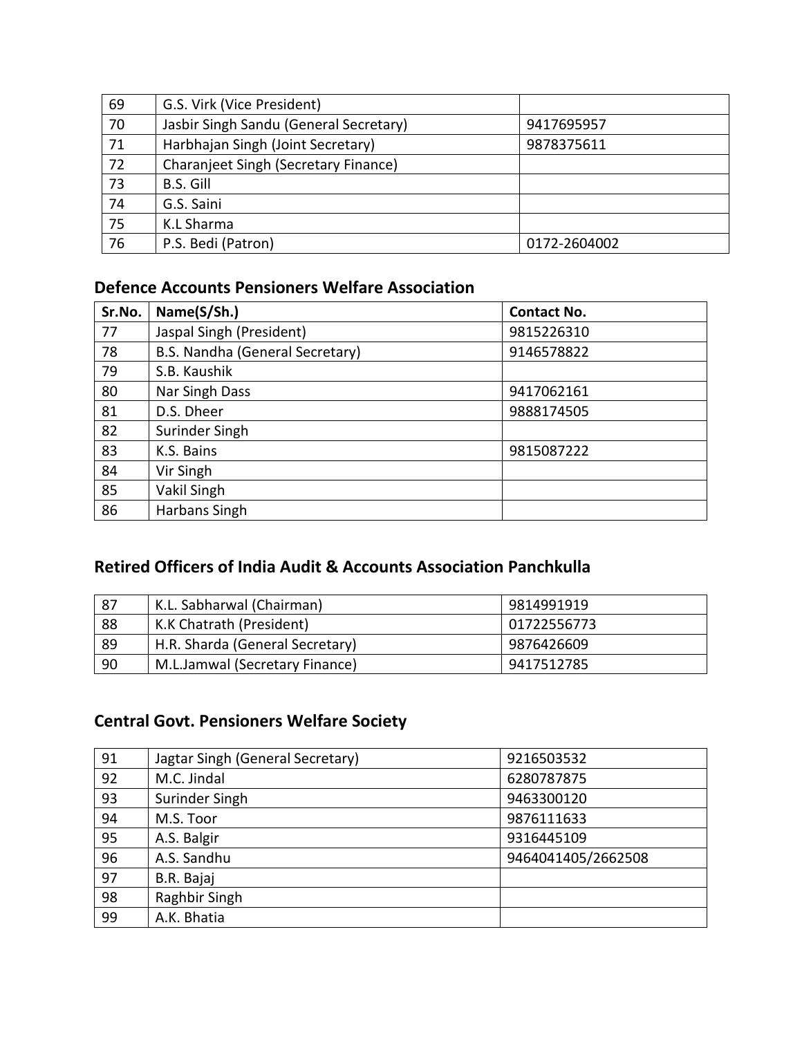| 69 | G.S. Virk (Vice President) | |
|---|---|---|
| 70 | Jasbir Singh Sandu (General Secretary) | 9417695957 |
| 71 | Harbhajan Singh (Joint Secretary) | 9878375611 |
| 72 | Charanjeet Singh (Secretary Finance) | |
| 73 | B.S. Gill | |
| 74 | G.S. Saini | |
| 75 | K.L Sharma | |
| 76 | P.S. Bedi (Patron) | 0172-2604002 |

## Defence Accounts Pensioners Welfare Association

| Sr.No. | Name(S/Sh.) | Contact No. |
|---|---|---|
| 77 | Jaspal Singh (President) | 9815226310 |
| 78 | B.S. Nandha (General Secretary) | 9146578822 |
| 79 | S.B. Kaushik | |
| 80 | Nar Singh Dass | 9417062161 |
| 81 | D.S. Dheer | 9888174505 |
| 82 | Surinder Singh | |
| 83 | K.S. Bains | 9815087222 |
| 84 | Vir Singh | |
| 85 | Vakil Singh | |
| 86 | Harbans Singh | |

## Retired Officers of India Audit & Accounts Association Panchkulla

| 87 | K.L. Sabharwal (Chairman) | 9814991919 |
|---|---|---|
| 88 | K.K Chatrath (President) | 01722556773 |
| 89 | H.R. Sharda (General Secretary) | 9876426609 |
| 90 | M.L.Jamwal (Secretary Finance) | 9417512785 |

## Central Govt. Pensioners Welfare Society

| 91 | Jagtar Singh (General Secretary) | 9216503532 |
|---|---|---|
| 92 | M.C. Jindal | 6280787875 |
| 93 | Surinder Singh | 9463300120 |
| 94 | M.S. Toor | 9876111633 |
| 95 | A.S. Balgir | 9316445109 |
| 96 | A.S. Sandhu | 9464041405/2662508 |
| 97 | B.R. Bajaj | |
| 98 | Raghbir Singh | |
| 99 | A.K. Bhatia | |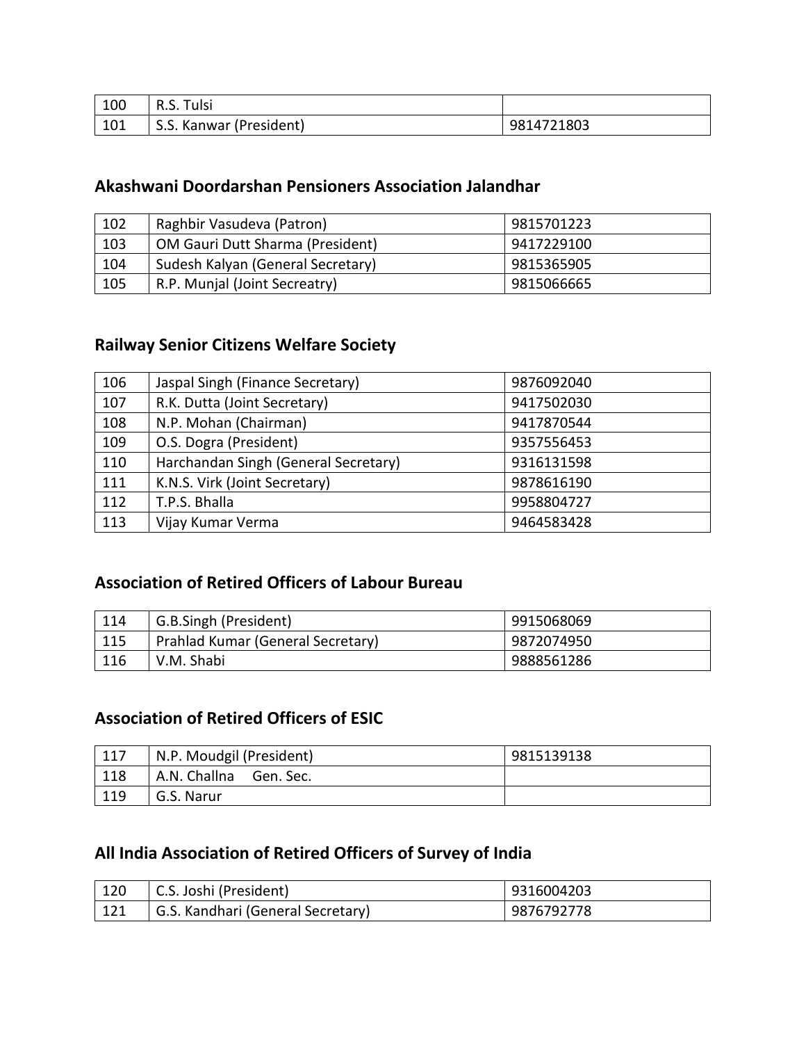| | | |
|---|---|---|
| 100 | R.S. Tulsi | |
| 101 | S.S. Kanwar (President) | 9814721803 |

### Akashwani Doordarshan Pensioners Association Jalandhar

| | | |
|---|---|---|
| 102 | Raghbir Vasudeva (Patron) | 9815701223 |
| 103 | OM Gauri Dutt Sharma (President) | 9417229100 |
| 104 | Sudesh Kalyan (General Secretary) | 9815365905 |
| 105 | R.P. Munjal (Joint Secreatry) | 9815066665 |

### Railway Senior Citizens Welfare Society

| | | |
|---|---|---|
| 106 | Jaspal Singh (Finance Secretary) | 9876092040 |
| 107 | R.K. Dutta (Joint Secretary) | 9417502030 |
| 108 | N.P. Mohan (Chairman) | 9417870544 |
| 109 | O.S. Dogra (President) | 9357556453 |
| 110 | Harchandan Singh (General Secretary) | 9316131598 |
| 111 | K.N.S. Virk (Joint Secretary) | 9878616190 |
| 112 | T.P.S. Bhalla | 9958804727 |
| 113 | Vijay Kumar Verma | 9464583428 |

### Association of Retired Officers of Labour Bureau

| | | |
|---|---|---|
| 114 | G.B.Singh (President) | 9915068069 |
| 115 | Prahlad Kumar (General Secretary) | 9872074950 |
| 116 | V.M. Shabi | 9888561286 |

### Association of Retired Officers of ESIC

| | | |
|---|---|---|
| 117 | N.P. Moudgil (President) | 9815139138 |
| 118 | A.N. Challna Gen. Sec. | |
| 119 | G.S. Narur | |

### All India Association of Retired Officers of Survey of India

| | | |
|---|---|---|
| 120 | C.S. Joshi (President) | 9316004203 |
| 121 | G.S. Kandhari (General Secretary) | 9876792778 |